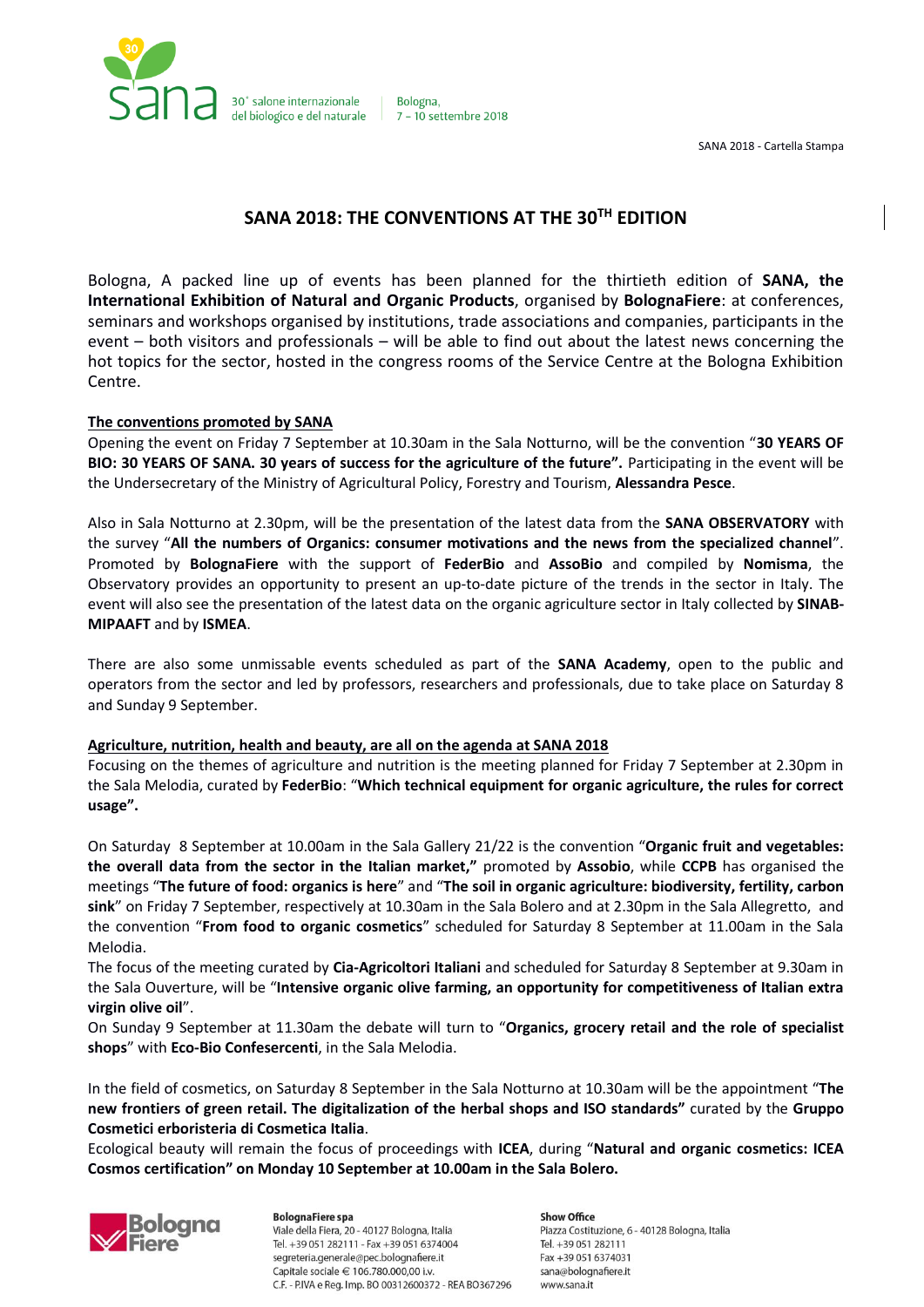# SANA 2018: THE CONVENTIONS AT THE 30TH EDITION

Bologna, A packed line up of events has been planned for the thirtieth edition of **SANA, the International Exhibition of Natural and Organic Products**, organised by **BolognaFiere**: at conferences, seminars and workshops organised by institutions, trade associations and companies, participants in the event – both visitors and professionals – will be able to find out about the latest news concerning the hot topics for the sector, hosted in the congress rooms of the Service Centre at the Bologna Exhibition Centre.

## The conventions promoted by SANA

Opening the event on Friday 7 September at 10.30am in the Sala Notturno, will be the convention "**30 YEARS OF BIO: 30 YEARS OF SANA. 30 years of success for the agriculture of the future".** Participating in the event will be the Undersecretary of the Ministry of Agricultural Policy, Forestry and Tourism, **Alessandra Pesce**.

Also in Sala Notturno at 2.30pm, will be the presentation of the latest data from the **SANA OBSERVATORY** with the survey "**All the numbers of Organics: consumer motivations and the news from the specialized channel**". Promoted by **BolognaFiere** with the support of **FederBio** and **AssoBio** and compiled by **Nomisma**, the Observatory provides an opportunity to present an up-to-date picture of the trends in the sector in Italy. The event will also see the presentation of the latest data on the organic agriculture sector in Italy collected by **SINAB-MIPAAFT** and by **ISMEA**.

There are also some unmissable events scheduled as part of the **SANA Academy**, open to the public and operators from the sector and led by professors, researchers and professionals, due to take place on Saturday 8 and Sunday 9 September.

## Agriculture, nutrition, health and beauty, are all on the agenda at SANA 2018

Focusing on the themes of agriculture and nutrition is the meeting planned for Friday 7 September at 2.30pm in the Sala Melodia, curated by **FederBio**: "**Which technical equipment for organic agriculture, the rules for correct usage".**

On Saturday 8 September at 10.00am in the Sala Gallery 21/22 is the convention "**Organic fruit and vegetables: the overall data from the sector in the Italian market,"** promoted by **Assobio**, while **CCPB** has organised the meetings "**The future of food: organics is here**" and "**The soil in organic agriculture: biodiversity, fertility, carbon sink**" on Friday 7 September, respectively at 10.30am in the Sala Bolero and at 2.30pm in the Sala Allegretto, and the convention "**From food to organic cosmetics**" scheduled for Saturday 8 September at 11.00am in the Sala Melodia.

The focus of the meeting curated by **Cia-Agricoltori Italiani** and scheduled for Saturday 8 September at 9.30am in the Sala Ouverture, will be "**Intensive organic olive farming, an opportunity for competitiveness of Italian extra virgin olive oil**".

On Sunday 9 September at 11.30am the debate will turn to "**Organics, grocery retail and the role of specialist shops**" with **Eco-Bio Confesercenti**, in the Sala Melodia.

In the field of cosmetics, on Saturday 8 September in the Sala Notturno at 10.30am will be the appointment "**The new frontiers of green retail. The digitalization of the herbal shops and ISO standards"** curated by the **Gruppo Cosmetici erboristeria di Cosmetica Italia**.

Ecological beauty will remain the focus of proceedings with **ICEA**, during "**Natural and organic cosmetics: ICEA Cosmos certification" on Monday 10 September at 10.00am in the Sala Bolero.**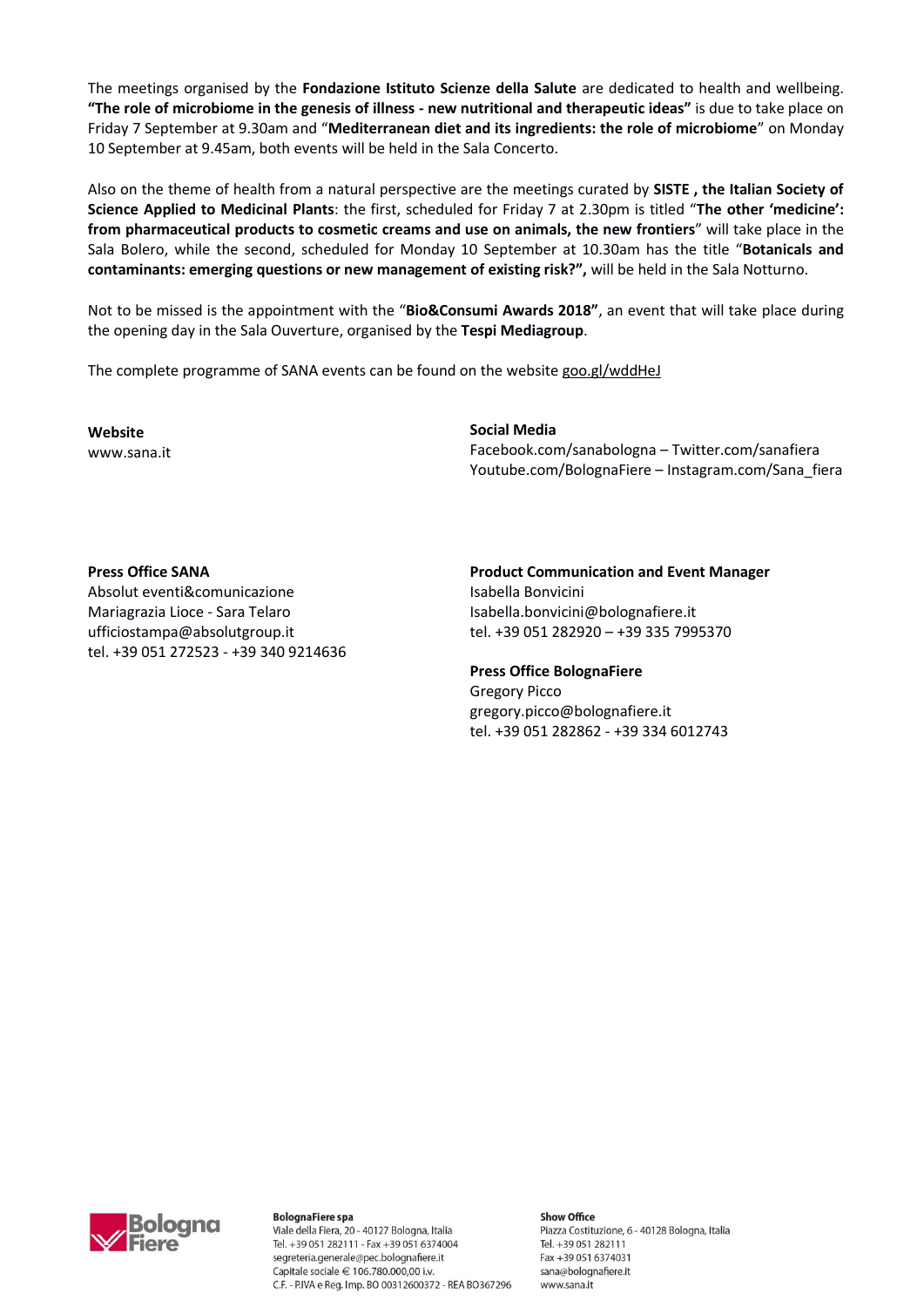The meetings organised by the **Fondazione Istituto Scienze della Salute** are dedicated to health and wellbeing. **"The role of microbiome in the genesis of illness - new nutritional and therapeutic ideas"** is due to take place on Friday 7 September at 9.30am and "**Mediterranean diet and its ingredients: the role of microbiome**" on Monday 10 September at 9.45am, both events will be held in the Sala Concerto.

Also on the theme of health from a natural perspective are the meetings curated by **SISTE , the Italian Society of Science Applied to Medicinal Plants**: the first, scheduled for Friday 7 at 2.30pm is titled "**The other 'medicine': from pharmaceutical products to cosmetic creams and use on animals, the new frontiers**" will take place in the Sala Bolero, while the second, scheduled for Monday 10 September at 10.30am has the title "**Botanicals and contaminants: emerging questions or new management of existing risk?",** will be held in the Sala Notturno.

Not to be missed is the appointment with the "**Bio&Consumi Awards 2018"**, an event that will take place during the opening day in the Sala Ouverture, organised by the **Tespi Mediagroup**.

The complete programme of SANA events can be found on the website goo.gl/wddHeJ

**Website**
www.sana.it

**Social Media**
Facebook.com/sanabologna – Twitter.com/sanafiera
Youtube.com/BolognaFiere – Instagram.com/Sana_fiera

**Press Office SANA**
Absolut eventi&comunicazione
Mariagrazia Lioce - Sara Telaro
ufficiostampa@absolutgroup.it
tel. +39 051 272523 - +39 340 9214636

**Product Communication and Event Manager**
Isabella Bonvicini
Isabella.bonvicini@bolognafiere.it
tel. +39 051 282920 – +39 335 7995370

**Press Office BolognaFiere**
Gregory Picco
gregory.picco@bolognafiere.it
tel. +39 051 282862 - +39 334 6012743

**BolognaFiere spa**
Viale della Fiera, 20 - 40127 Bologna, Italia
Tel. +39 051 282111 - Fax +39 051 6374004
segreteria.generale@pec.bolognafiere.it
Capitale sociale € 106.780.000,00 i.v.
C.F. - P.IVA e Reg. Imp. BO 00312600372 - REA BO367296

**Show Office**
Piazza Costituzione, 6 - 40128 Bologna, Italia
Tel. +39 051 282111
Fax +39 051 6374031
sana@bolognafiere.it
www.sana.it